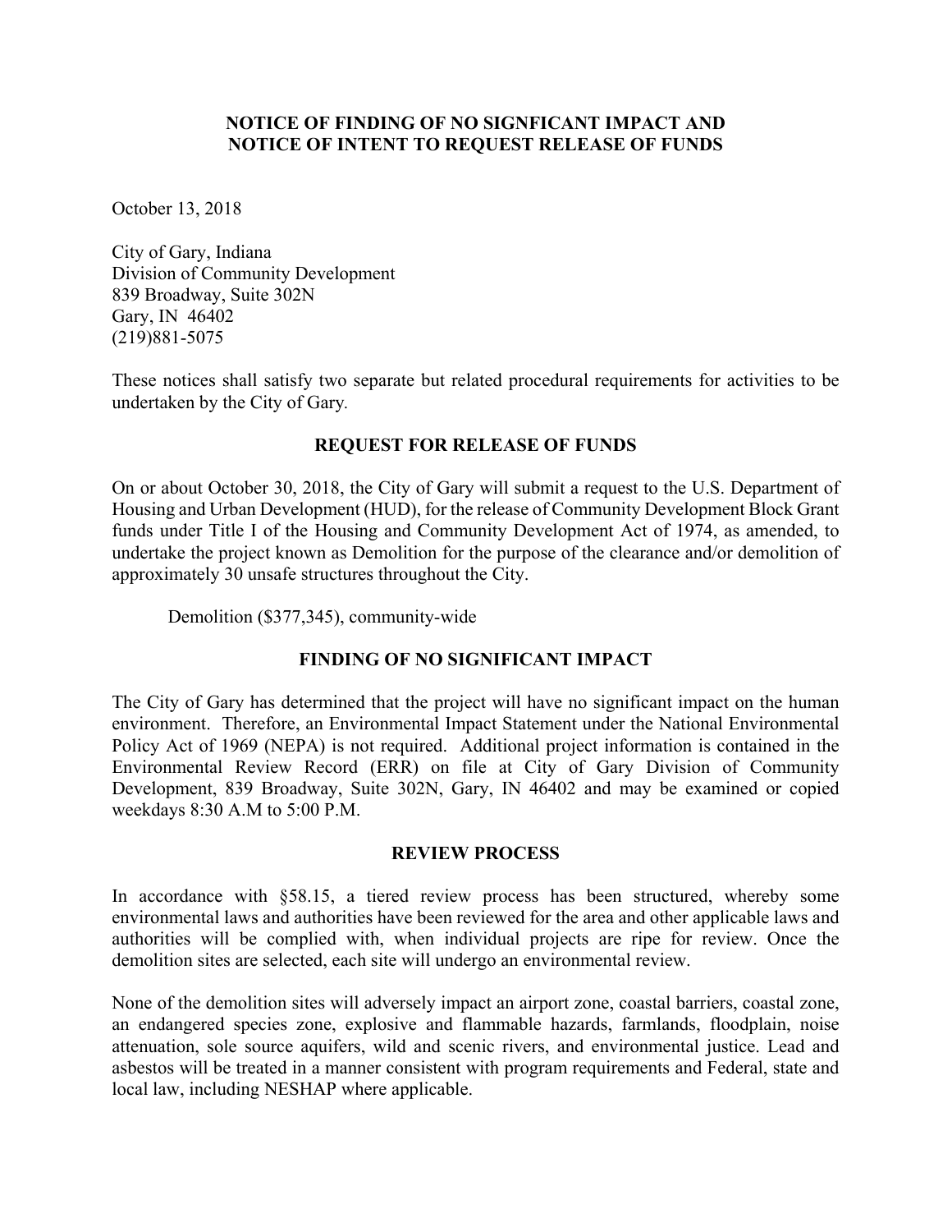**NOTICE OF FINDING OF NO SIGNFICANT IMPACT AND**
**NOTICE OF INTENT TO REQUEST RELEASE OF FUNDS**

October 13, 2018

City of Gary, Indiana
Division of Community Development
839 Broadway, Suite 302N
Gary, IN 46402
(219)881-5075

These notices shall satisfy two separate but related procedural requirements for activities to be undertaken by the City of Gary.

## REQUEST FOR RELEASE OF FUNDS

On or about October 30, 2018, the City of Gary will submit a request to the U.S. Department of Housing and Urban Development (HUD), for the release of Community Development Block Grant funds under Title I of the Housing and Community Development Act of 1974, as amended, to undertake the project known as Demolition for the purpose of the clearance and/or demolition of approximately 30 unsafe structures throughout the City.

Demolition ($377,345), community-wide

## FINDING OF NO SIGNIFICANT IMPACT

The City of Gary has determined that the project will have no significant impact on the human environment. Therefore, an Environmental Impact Statement under the National Environmental Policy Act of 1969 (NEPA) is not required. Additional project information is contained in the Environmental Review Record (ERR) on file at City of Gary Division of Community Development, 839 Broadway, Suite 302N, Gary, IN 46402 and may be examined or copied weekdays 8:30 A.M to 5:00 P.M.

## REVIEW PROCESS

In accordance with §58.15, a tiered review process has been structured, whereby some environmental laws and authorities have been reviewed for the area and other applicable laws and authorities will be complied with, when individual projects are ripe for review. Once the demolition sites are selected, each site will undergo an environmental review.

None of the demolition sites will adversely impact an airport zone, coastal barriers, coastal zone, an endangered species zone, explosive and flammable hazards, farmlands, floodplain, noise attenuation, sole source aquifers, wild and scenic rivers, and environmental justice. Lead and asbestos will be treated in a manner consistent with program requirements and Federal, state and local law, including NESHAP where applicable.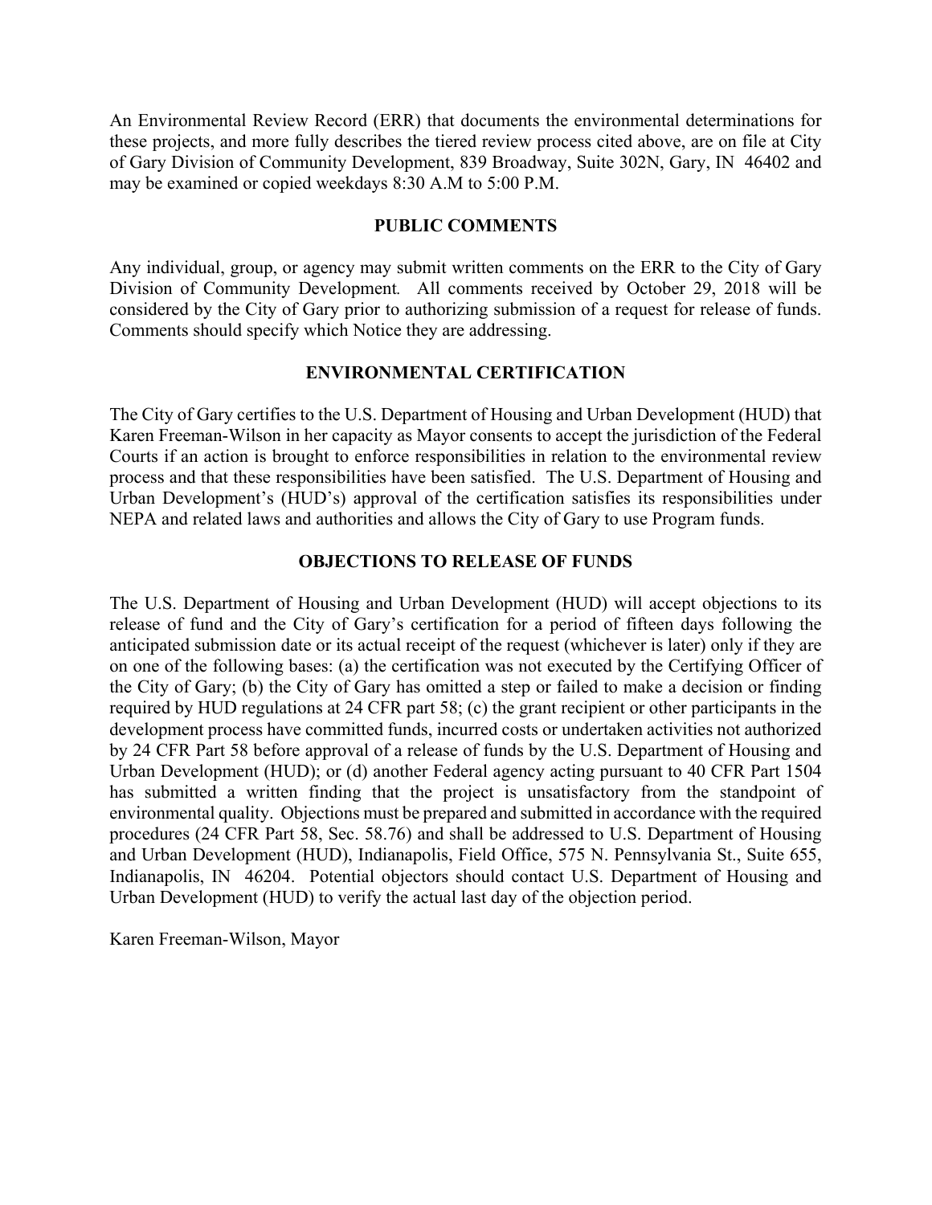An Environmental Review Record (ERR) that documents the environmental determinations for these projects, and more fully describes the tiered review process cited above, are on file at City of Gary Division of Community Development, 839 Broadway, Suite 302N, Gary, IN 46402 and may be examined or copied weekdays 8:30 A.M to 5:00 P.M.

## PUBLIC COMMENTS

Any individual, group, or agency may submit written comments on the ERR to the City of Gary Division of Community Development*.* All comments received by October 29, 2018 will be considered by the City of Gary prior to authorizing submission of a request for release of funds. Comments should specify which Notice they are addressing.

## ENVIRONMENTAL CERTIFICATION

The City of Gary certifies to the U.S. Department of Housing and Urban Development (HUD) that Karen Freeman-Wilson in her capacity as Mayor consents to accept the jurisdiction of the Federal Courts if an action is brought to enforce responsibilities in relation to the environmental review process and that these responsibilities have been satisfied. The U.S. Department of Housing and Urban Development's (HUD's) approval of the certification satisfies its responsibilities under NEPA and related laws and authorities and allows the City of Gary to use Program funds.

## OBJECTIONS TO RELEASE OF FUNDS

The U.S. Department of Housing and Urban Development (HUD) will accept objections to its release of fund and the City of Gary's certification for a period of fifteen days following the anticipated submission date or its actual receipt of the request (whichever is later) only if they are on one of the following bases: (a) the certification was not executed by the Certifying Officer of the City of Gary; (b) the City of Gary has omitted a step or failed to make a decision or finding required by HUD regulations at 24 CFR part 58; (c) the grant recipient or other participants in the development process have committed funds, incurred costs or undertaken activities not authorized by 24 CFR Part 58 before approval of a release of funds by the U.S. Department of Housing and Urban Development (HUD); or (d) another Federal agency acting pursuant to 40 CFR Part 1504 has submitted a written finding that the project is unsatisfactory from the standpoint of environmental quality. Objections must be prepared and submitted in accordance with the required procedures (24 CFR Part 58, Sec. 58.76) and shall be addressed to U.S. Department of Housing and Urban Development (HUD), Indianapolis, Field Office, 575 N. Pennsylvania St., Suite 655, Indianapolis, IN 46204. Potential objectors should contact U.S. Department of Housing and Urban Development (HUD) to verify the actual last day of the objection period.

Karen Freeman-Wilson, Mayor